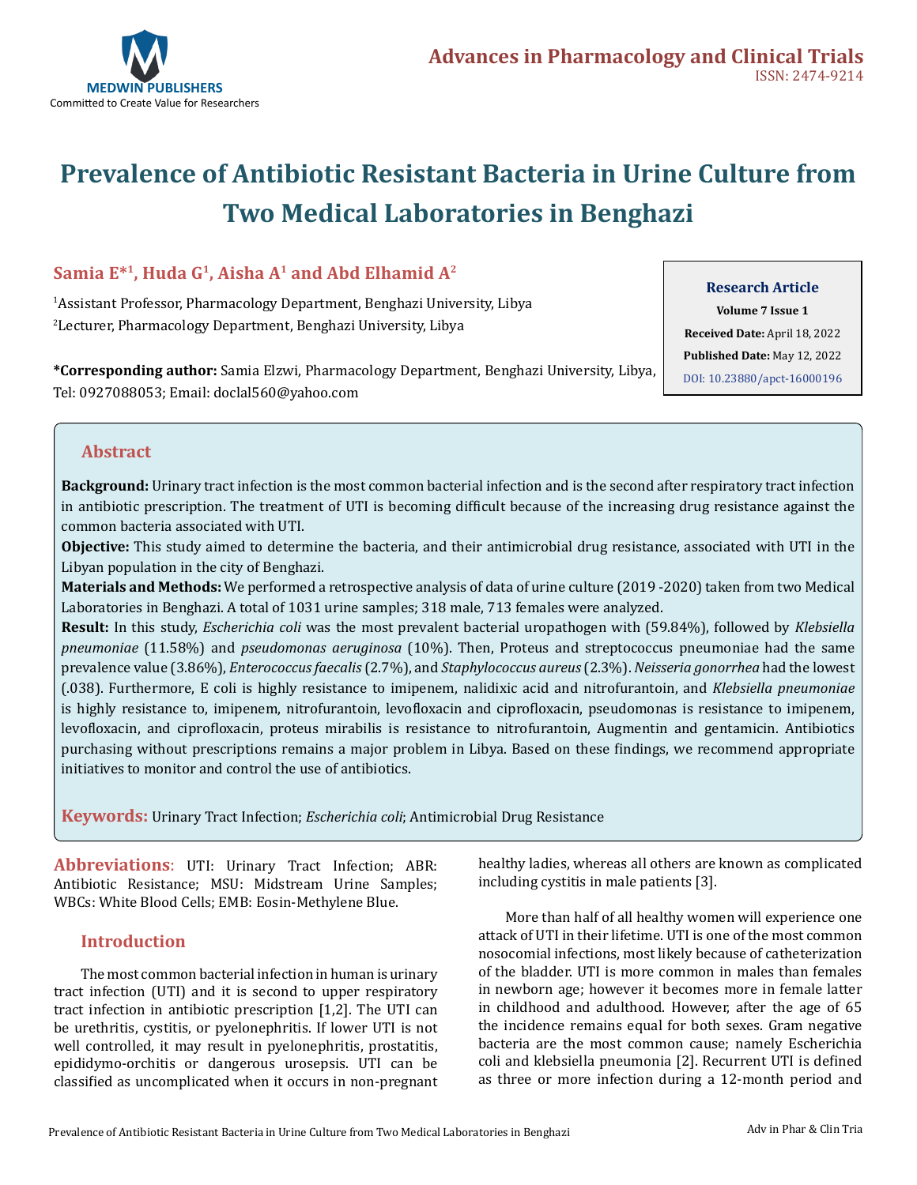Advances in Pharmacology and Clinical Trials
ISSN: 2474-9214

# Prevalence of Antibiotic Resistant Bacteria in Urine Culture from Two Medical Laboratories in Benghazi

**Samia E*[1], Huda G[1], Aisha A[1] and Abd Elhamid A[2]**

[1]Assistant Professor, Pharmacology Department, Benghazi University, Libya

[2]Lecturer, Pharmacology Department, Benghazi University, Libya

**\*Corresponding author:** Samia Elzwi, Pharmacology Department, Benghazi University, Libya, Tel: 0927088053; Email: doclal560@yahoo.com

**Research Article**
**Volume 7 Issue 1**
**Received Date:** April 18, 2022
**Published Date:** May 12, 2022
DOI: 10.23880/apct-16000196

## Abstract

**Background:** Urinary tract infection is the most common bacterial infection and is the second after respiratory tract infection in antibiotic prescription. The treatment of UTI is becoming difficult because of the increasing drug resistance against the common bacteria associated with UTI.

**Objective:** This study aimed to determine the bacteria, and their antimicrobial drug resistance, associated with UTI in the Libyan population in the city of Benghazi.

**Materials and Methods:** We performed a retrospective analysis of data of urine culture (2019 -2020) taken from two Medical Laboratories in Benghazi. A total of 1031 urine samples; 318 male, 713 females were analyzed.

**Result:** In this study, *Escherichia coli* was the most prevalent bacterial uropathogen with (59.84%), followed by *Klebsiella pneumoniae* (11.58%) and *pseudomonas aeruginosa* (10%). Then, Proteus and streptococcus pneumoniae had the same prevalence value (3.86%), *Enterococcus faecalis* (2.7%), and *Staphylococcus aureus* (2.3%). *Neisseria gonorrhea* had the lowest (.038). Furthermore, E coli is highly resistance to imipenem, nalidixic acid and nitrofurantoin, and *Klebsiella pneumoniae* is highly resistance to, imipenem, nitrofurantoin, levofloxacin and ciprofloxacin, pseudomonas is resistance to imipenem, levofloxacin, and ciprofloxacin, proteus mirabilis is resistance to nitrofurantoin, Augmentin and gentamicin. Antibiotics purchasing without prescriptions remains a major problem in Libya. Based on these findings, we recommend appropriate initiatives to monitor and control the use of antibiotics.

**Keywords:** Urinary Tract Infection; *Escherichia coli*; Antimicrobial Drug Resistance

**Abbreviations**: UTI: Urinary Tract Infection; ABR: Antibiotic Resistance; MSU: Midstream Urine Samples; WBCs: White Blood Cells; EMB: Eosin-Methylene Blue.

## Introduction

The most common bacterial infection in human is urinary tract infection (UTI) and it is second to upper respiratory tract infection in antibiotic prescription [1,2]. The UTI can be urethritis, cystitis, or pyelonephritis. If lower UTI is not well controlled, it may result in pyelonephritis, prostatitis, epididymo-orchitis or dangerous urosepsis. UTI can be classified as uncomplicated when it occurs in non-pregnant healthy ladies, whereas all others are known as complicated including cystitis in male patients [3].

More than half of all healthy women will experience one attack of UTI in their lifetime. UTI is one of the most common nosocomial infections, most likely because of catheterization of the bladder. UTI is more common in males than females in newborn age; however it becomes more in female latter in childhood and adulthood. However, after the age of 65 the incidence remains equal for both sexes. Gram negative bacteria are the most common cause; namely Escherichia coli and klebsiella pneumonia [2]. Recurrent UTI is defined as three or more infection during a 12-month period and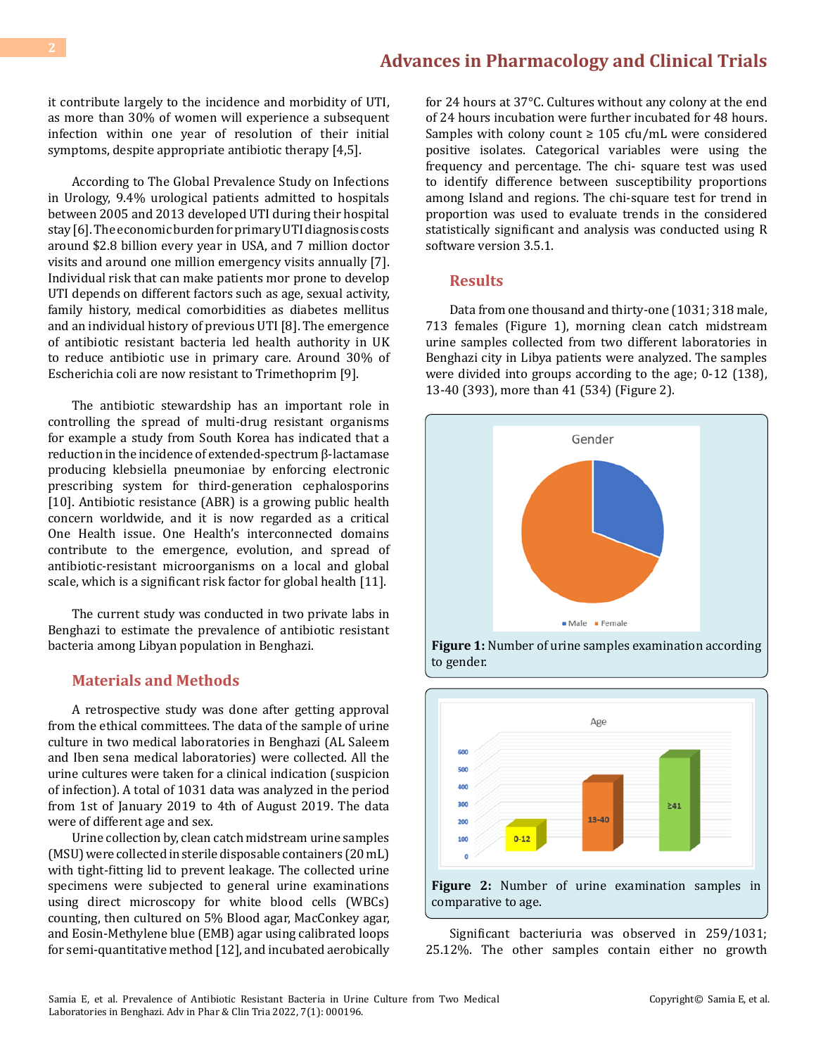it contribute largely to the incidence and morbidity of UTI, as more than 30% of women will experience a subsequent infection within one year of resolution of their initial symptoms, despite appropriate antibiotic therapy [4,5].

According to The Global Prevalence Study on Infections in Urology, 9.4% urological patients admitted to hospitals between 2005 and 2013 developed UTI during their hospital stay [6]. The economic burden for primary UTI diagnosis costs around $2.8 billion every year in USA, and 7 million doctor visits and around one million emergency visits annually [7]. Individual risk that can make patients mor prone to develop UTI depends on different factors such as age, sexual activity, family history, medical comorbidities as diabetes mellitus and an individual history of previous UTI [8]. The emergence of antibiotic resistant bacteria led health authority in UK to reduce antibiotic use in primary care. Around 30% of Escherichia coli are now resistant to Trimethoprim [9].

The antibiotic stewardship has an important role in controlling the spread of multi-drug resistant organisms for example a study from South Korea has indicated that a reduction in the incidence of extended-spectrum β-lactamase producing klebsiella pneumoniae by enforcing electronic prescribing system for third-generation cephalosporins [10]. Antibiotic resistance (ABR) is a growing public health concern worldwide, and it is now regarded as a critical One Health issue. One Health's interconnected domains contribute to the emergence, evolution, and spread of antibiotic-resistant microorganisms on a local and global scale, which is a significant risk factor for global health [11].

The current study was conducted in two private labs in Benghazi to estimate the prevalence of antibiotic resistant bacteria among Libyan population in Benghazi.

## Materials and Methods

A retrospective study was done after getting approval from the ethical committees. The data of the sample of urine culture in two medical laboratories in Benghazi (AL Saleem and Iben sena medical laboratories) were collected. All the urine cultures were taken for a clinical indication (suspicion of infection). A total of 1031 data was analyzed in the period from 1st of January 2019 to 4th of August 2019. The data were of different age and sex.

Urine collection by, clean catch midstream urine samples (MSU) were collected in sterile disposable containers (20 mL) with tight-fitting lid to prevent leakage. The collected urine specimens were subjected to general urine examinations using direct microscopy for white blood cells (WBCs) counting, then cultured on 5% Blood agar, MacConkey agar, and Eosin-Methylene blue (EMB) agar using calibrated loops for semi-quantitative method [12], and incubated aerobically for 24 hours at 37°C. Cultures without any colony at the end of 24 hours incubation were further incubated for 48 hours. Samples with colony count ≥ 105 cfu/mL were considered positive isolates. Categorical variables were using the frequency and percentage. The chi- square test was used to identify difference between susceptibility proportions among Island and regions. The chi-square test for trend in proportion was used to evaluate trends in the considered statistically significant and analysis was conducted using R software version 3.5.1.

## Results

Data from one thousand and thirty-one (1031; 318 male, 713 females (Figure 1), morning clean catch midstream urine samples collected from two different laboratories in Benghazi city in Libya patients were analyzed. The samples were divided into groups according to the age; 0-12 (138), 13-40 (393), more than 41 (534) (Figure 2).

**Figure 1:** Number of urine samples examination according to gender.

**Figure 2:** Number of urine examination samples in comparative to age.

Significant bacteriuria was observed in 259/1031; 25.12%. The other samples contain either no growth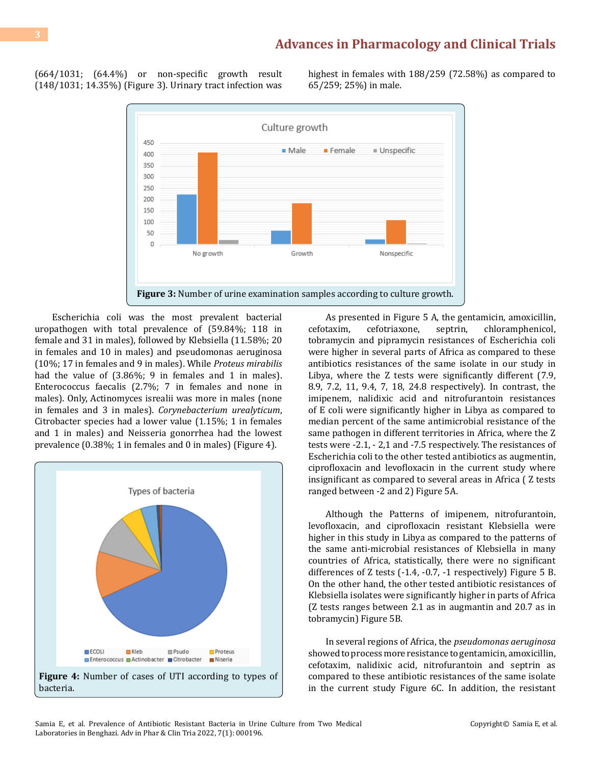(664/1031; (64.4%) or non-specific growth result (148/1031; 14.35%) (Figure 3). Urinary tract infection was highest in females with 188/259 (72.58%) as compared to 65/259; 25%) in male.

**Figure 3:** Number of urine examination samples according to culture growth.

Escherichia coli was the most prevalent bacterial uropathogen with total prevalence of (59.84%; 118 in female and 31 in males), followed by Klebsiella (11.58%; 20 in females and 10 in males) and pseudomonas aeruginosa (10%; 17 in females and 9 in males). While *Proteus mirabilis* had the value of (3.86%; 9 in females and 1 in males). Enterococcus faecalis (2.7%; 7 in females and none in males). Only, Actinomyces isrealii was more in males (none in females and 3 in males). *Corynebacterium urealyticum*, Citrobacter species had a lower value (1.15%; 1 in females and 1 in males) and Neisseria gonorrhea had the lowest prevalence (0.38%; 1 in females and 0 in males) (Figure 4).

**Figure 4:** Number of cases of UTI according to types of bacteria.

As presented in Figure 5 A, the gentamicin, amoxicillin, cefotaxim, cefotriaxone, septrin, chloramphenicol, tobramycin and pipramycin resistances of Escherichia coli were higher in several parts of Africa as compared to these antibiotics resistances of the same isolate in our study in Libya, where the Z tests were significantly different (7.9, 8.9, 7.2, 11, 9.4, 7, 18, 24.8 respectively). In contrast, the imipenem, nalidixic acid and nitrofurantoin resistances of E coli were significantly higher in Libya as compared to median percent of the same antimicrobial resistance of the same pathogen in different territories in Africa, where the Z tests were -2.1, - 2,1 and -7.5 respectively. The resistances of Escherichia coli to the other tested antibiotics as augmentin, ciprofloxacin and levofloxacin in the current study where insignificant as compared to several areas in Africa ( Z tests ranged between -2 and 2) Figure 5A.

Although the Patterns of imipenem, nitrofurantoin, levofloxacin, and ciprofloxacin resistant Klebsiella were higher in this study in Libya as compared to the patterns of the same anti-microbial resistances of Klebsiella in many countries of Africa, statistically, there were no significant differences of Z tests (-1.4, -0.7, -1 respectively) Figure 5 B. On the other hand, the other tested antibiotic resistances of Klebsiella isolates were significantly higher in parts of Africa (Z tests ranges between 2.1 as in augmantin and 20.7 as in tobramycin) Figure 5B.

In several regions of Africa, the *pseudomonas aeruginosa* showed to process more resistance to gentamicin, amoxicillin, cefotaxim, nalidixic acid, nitrofurantoin and septrin as compared to these antibiotic resistances of the same isolate in the current study Figure 6C. In addition, the resistant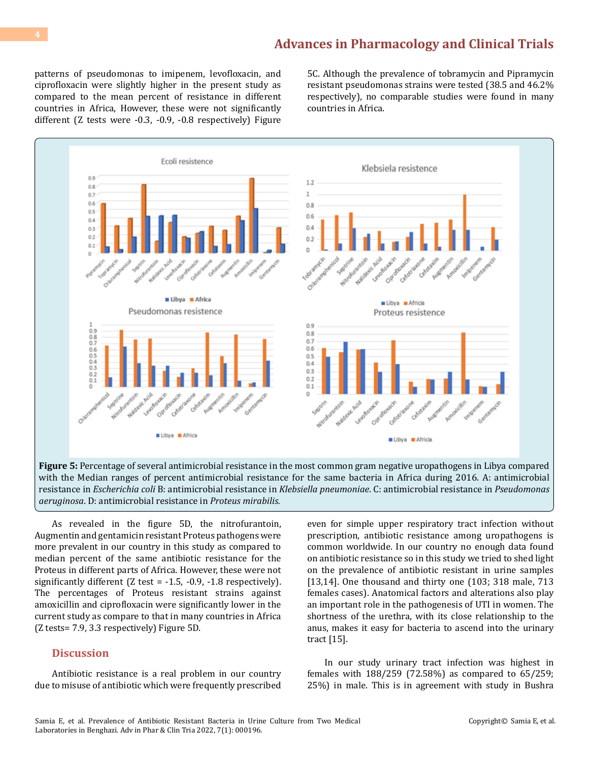patterns of pseudomonas to imipenem, levofloxacin, and ciprofloxacin were slightly higher in the present study as compared to the mean percent of resistance in different countries in Africa, However, these were not significantly different (Z tests were -0.3, -0.9, -0.8 respectively) Figure 5C. Although the prevalence of tobramycin and Pipramycin resistant pseudomonas strains were tested (38.5 and 46.2% respectively), no comparable studies were found in many countries in Africa.

**Figure 5:** Percentage of several antimicrobial resistance in the most common gram negative uropathogens in Libya compared with the Median ranges of percent antimicrobial resistance for the same bacteria in Africa during 2016. A: antimicrobial resistance in *Escherichia coli* B: antimicrobial resistance in *Klebsiella pneumoniae*. C: antimicrobial resistance in *Pseudomonas aeruginosa*. D: antimicrobial resistance in *Proteus mirabilis.*

As revealed in the figure 5D, the nitrofurantoin, Augmentin and gentamicin resistant Proteus pathogens were more prevalent in our country in this study as compared to median percent of the same antibiotic resistance for the Proteus in different parts of Africa. However, these were not significantly different (Z test = -1.5, -0.9, -1.8 respectively). The percentages of Proteus resistant strains against amoxicillin and ciprofloxacin were significantly lower in the current study as compare to that in many countries in Africa (Z tests= 7.9, 3.3 respectively) Figure 5D.

## Discussion

Antibiotic resistance is a real problem in our country due to misuse of antibiotic which were frequently prescribed even for simple upper respiratory tract infection without prescription, antibiotic resistance among uropathogens is common worldwide. In our country no enough data found on antibiotic resistance so in this study we tried to shed light on the prevalence of antibiotic resistant in urine samples [13,14]. One thousand and thirty one (103; 318 male, 713 females cases). Anatomical factors and alterations also play an important role in the pathogenesis of UTI in women. The shortness of the urethra, with its close relationship to the anus, makes it easy for bacteria to ascend into the urinary tract [15].

In our study urinary tract infection was highest in females with 188/259 (72.58%) as compared to 65/259; 25%) in male. This is in agreement with study in Bushra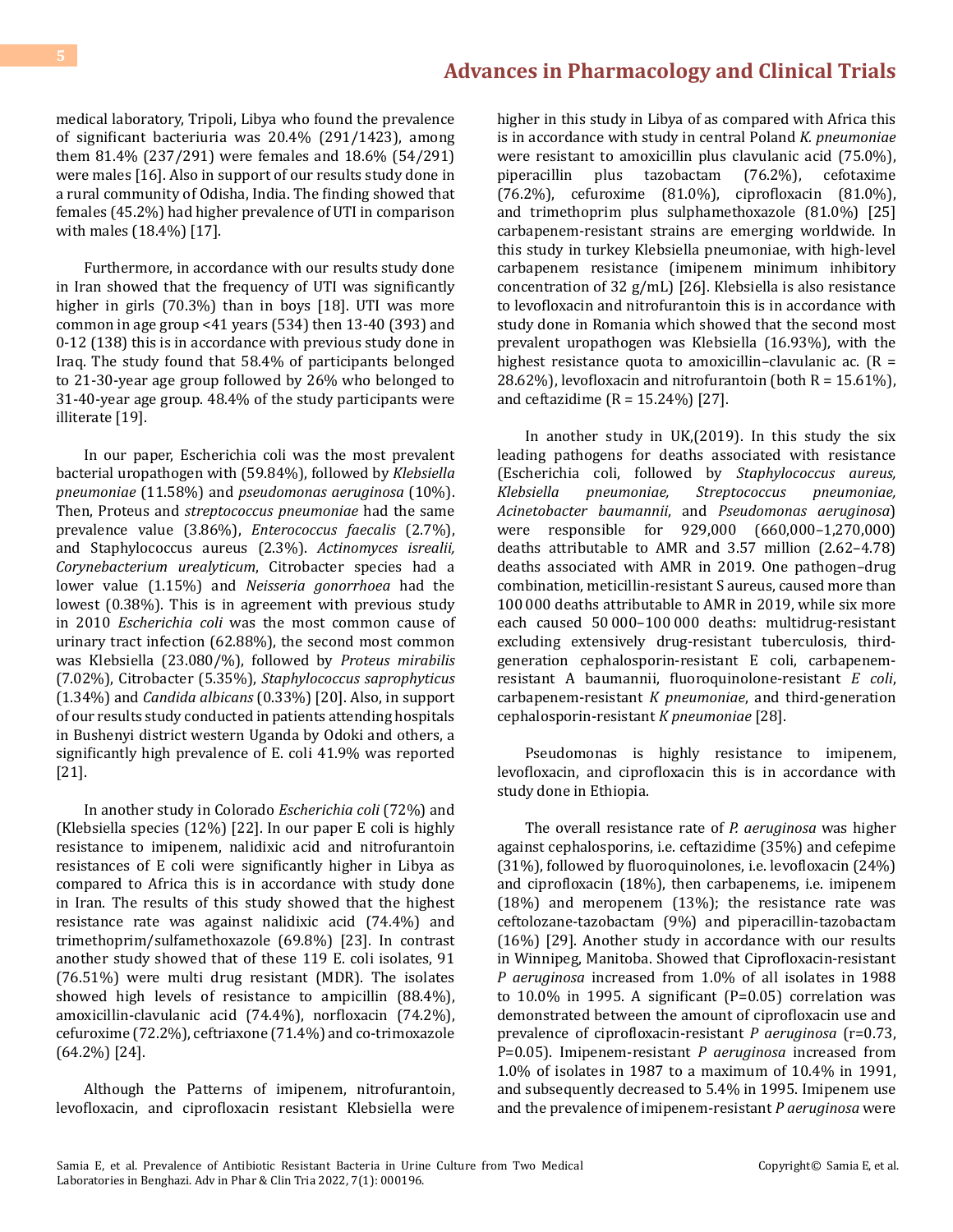medical laboratory, Tripoli, Libya who found the prevalence of significant bacteriuria was 20.4% (291/1423), among them 81.4% (237/291) were females and 18.6% (54/291) were males [16]. Also in support of our results study done in a rural community of Odisha, India. The finding showed that females (45.2%) had higher prevalence of UTI in comparison with males (18.4%) [17].

Furthermore, in accordance with our results study done in Iran showed that the frequency of UTI was significantly higher in girls (70.3%) than in boys [18]. UTI was more common in age group <41 years (534) then 13-40 (393) and 0-12 (138) this is in accordance with previous study done in Iraq. The study found that 58.4% of participants belonged to 21-30-year age group followed by 26% who belonged to 31-40-year age group. 48.4% of the study participants were illiterate [19].

In our paper, Escherichia coli was the most prevalent bacterial uropathogen with (59.84%), followed by *Klebsiella pneumoniae* (11.58%) and *pseudomonas aeruginosa* (10%). Then, Proteus and *streptococcus pneumoniae* had the same prevalence value (3.86%), *Enterococcus faecalis* (2.7%), and Staphylococcus aureus (2.3%). *Actinomyces isrealii, Corynebacterium urealyticum*, Citrobacter species had a lower value (1.15%) and *Neisseria gonorrhoea* had the lowest (0.38%). This is in agreement with previous study in 2010 *Escherichia coli* was the most common cause of urinary tract infection (62.88%), the second most common was Klebsiella (23.080/%), followed by *Proteus mirabilis* (7.02%), Citrobacter (5.35%), *Staphylococcus saprophyticus* (1.34%) and *Candida albicans* (0.33%) [20]. Also, in support of our results study conducted in patients attending hospitals in Bushenyi district western Uganda by Odoki and others, a significantly high prevalence of E. coli 41.9% was reported [21].

In another study in Colorado *Escherichia coli* (72%) and (Klebsiella species (12%) [22]. In our paper E coli is highly resistance to imipenem, nalidixic acid and nitrofurantoin resistances of E coli were significantly higher in Libya as compared to Africa this is in accordance with study done in Iran. The results of this study showed that the highest resistance rate was against nalidixic acid (74.4%) and trimethoprim/sulfamethoxazole (69.8%) [23]. In contrast another study showed that of these 119 E. coli isolates, 91 (76.51%) were multi drug resistant (MDR). The isolates showed high levels of resistance to ampicillin (88.4%), amoxicillin-clavulanic acid (74.4%), norfloxacin (74.2%), cefuroxime (72.2%), ceftriaxone (71.4%) and co-trimoxazole (64.2%) [24].

Although the Patterns of imipenem, nitrofurantoin, levofloxacin, and ciprofloxacin resistant Klebsiella were higher in this study in Libya of as compared with Africa this is in accordance with study in central Poland *K. pneumoniae* were resistant to amoxicillin plus clavulanic acid (75.0%), piperacillin plus tazobactam (76.2%), cefotaxime (76.2%), cefuroxime (81.0%), ciprofloxacin (81.0%), and trimethoprim plus sulphamethoxazole (81.0%) [25] carbapenem-resistant strains are emerging worldwide. In this study in turkey Klebsiella pneumoniae, with high-level carbapenem resistance (imipenem minimum inhibitory concentration of 32 g/mL) [26]. Klebsiella is also resistance to levofloxacin and nitrofurantoin this is in accordance with study done in Romania which showed that the second most prevalent uropathogen was Klebsiella (16.93%), with the highest resistance quota to amoxicillin–clavulanic ac. (R = 28.62%), levofloxacin and nitrofurantoin (both R = 15.61%), and ceftazidime (R = 15.24%) [27].

In another study in UK,(2019). In this study the six leading pathogens for deaths associated with resistance (Escherichia coli, followed by *Staphylococcus aureus, Klebsiella pneumoniae, Streptococcus pneumoniae, Acinetobacter baumannii*, and *Pseudomonas aeruginosa*) were responsible for 929,000 (660,000–1,270,000) deaths attributable to AMR and 3.57 million (2.62–4.78) deaths associated with AMR in 2019. One pathogen–drug combination, meticillin-resistant S aureus, caused more than 100 000 deaths attributable to AMR in 2019, while six more each caused 50 000–100 000 deaths: multidrug-resistant excluding extensively drug-resistant tuberculosis, third-generation cephalosporin-resistant E coli, carbapenem-resistant A baumannii, fluoroquinolone-resistant *E coli*, carbapenem-resistant *K pneumoniae*, and third-generation cephalosporin-resistant *K pneumoniae* [28].

Pseudomonas is highly resistance to imipenem, levofloxacin, and ciprofloxacin this is in accordance with study done in Ethiopia.

The overall resistance rate of *P. aeruginosa* was higher against cephalosporins, i.e. ceftazidime (35%) and cefepime (31%), followed by fluoroquinolones, i.e. levofloxacin (24%) and ciprofloxacin (18%), then carbapenems, i.e. imipenem (18%) and meropenem (13%); the resistance rate was ceftolozane-tazobactam (9%) and piperacillin-tazobactam (16%) [29]. Another study in accordance with our results in Winnipeg, Manitoba. Showed that Ciprofloxacin-resistant *P aeruginosa* increased from 1.0% of all isolates in 1988 to 10.0% in 1995. A significant (P=0.05) correlation was demonstrated between the amount of ciprofloxacin use and prevalence of ciprofloxacin-resistant *P aeruginosa* (r=0.73, P=0.05). Imipenem-resistant *P aeruginosa* increased from 1.0% of isolates in 1987 to a maximum of 10.4% in 1991, and subsequently decreased to 5.4% in 1995. Imipenem use and the prevalence of imipenem-resistant *P aeruginosa* were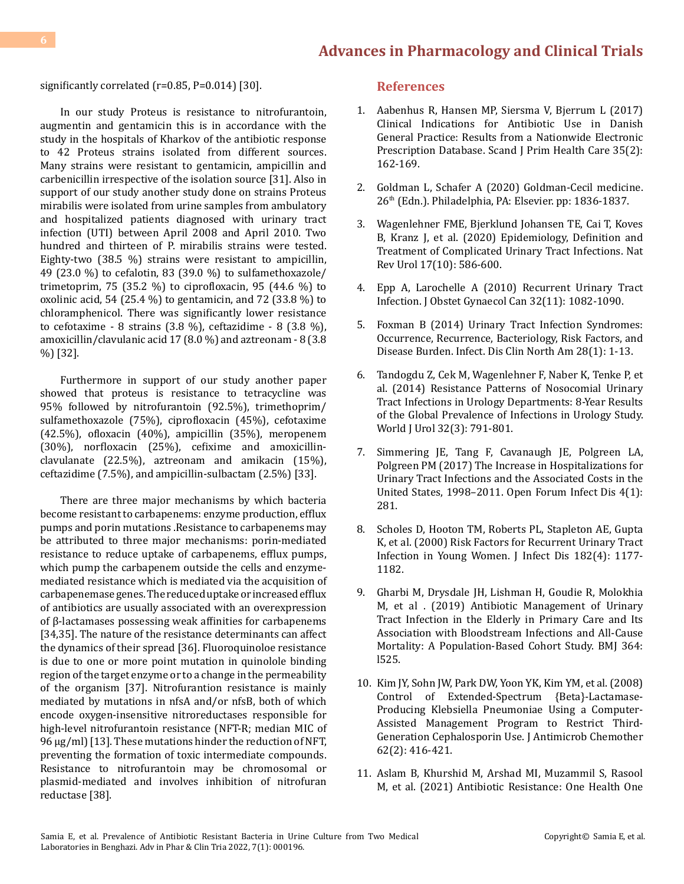significantly correlated (r=0.85, P=0.014) [30].

In our study Proteus is resistance to nitrofurantoin, augmentin and gentamicin this is in accordance with the study in the hospitals of Kharkov of the antibiotic response to 42 Proteus strains isolated from different sources. Many strains were resistant to gentamicin, ampicillin and carbenicillin irrespective of the isolation source [31]. Also in support of our study another study done on strains Proteus mirabilis were isolated from urine samples from ambulatory and hospitalized patients diagnosed with urinary tract infection (UTI) between April 2008 and April 2010. Two hundred and thirteen of P. mirabilis strains were tested. Eighty-two (38.5 %) strains were resistant to ampicillin, 49 (23.0 %) to cefalotin, 83 (39.0 %) to sulfamethoxazole/trimetoprim, 75 (35.2 %) to ciprofloxacin, 95 (44.6 %) to oxolinic acid, 54 (25.4 %) to gentamicin, and 72 (33.8 %) to chloramphenicol. There was significantly lower resistance to cefotaxime - 8 strains (3.8 %), ceftazidime - 8 (3.8 %), amoxicillin/clavulanic acid 17 (8.0 %) and aztreonam - 8 (3.8 %) [32].

Furthermore in support of our study another paper showed that proteus is resistance to tetracycline was 95% followed by nitrofurantoin (92.5%), trimethoprim/sulfamethoxazole (75%), ciprofloxacin (45%), cefotaxime (42.5%), ofloxacin (40%), ampicillin (35%), meropenem (30%), norfloxacin (25%), cefixime and amoxicillin-clavulanate (22.5%), aztreonam and amikacin (15%), ceftazidime (7.5%), and ampicillin-sulbactam (2.5%) [33].

There are three major mechanisms by which bacteria become resistant to carbapenems: enzyme production, efflux pumps and porin mutations .Resistance to carbapenems may be attributed to three major mechanisms: porin-mediated resistance to reduce uptake of carbapenems, efflux pumps, which pump the carbapenem outside the cells and enzyme-mediated resistance which is mediated via the acquisition of carbapenemase genes. The reduced uptake or increased efflux of antibiotics are usually associated with an overexpression of β-lactamases possessing weak affinities for carbapenems [34,35]. The nature of the resistance determinants can affect the dynamics of their spread [36]. Fluoroquinoloe resistance is due to one or more point mutation in quinolole binding region of the target enzyme or to a change in the permeability of the organism [37]. Nitrofurantion resistance is mainly mediated by mutations in nfsA and/or nfsB, both of which encode oxygen-insensitive nitroreductases responsible for high-level nitrofurantoin resistance (NFT-R; median MIC of 96 μg/ml) [13]. These mutations hinder the reduction of NFT, preventing the formation of toxic intermediate compounds. Resistance to nitrofurantoin may be chromosomal or plasmid-mediated and involves inhibition of nitrofuran reductase [38].

## References

1. Aabenhus R, Hansen MP, Siersma V, Bjerrum L (2017) Clinical Indications for Antibiotic Use in Danish General Practice: Results from a Nationwide Electronic Prescription Database. Scand J Prim Health Care 35(2): 162-169.
2. Goldman L, Schafer A (2020) Goldman-Cecil medicine. 26th (Edn.). Philadelphia, PA: Elsevier. pp: 1836-1837.
3. Wagenlehner FME, Bjerklund Johansen TE, Cai T, Koves B, Kranz J, et al. (2020) Epidemiology, Definition and Treatment of Complicated Urinary Tract Infections. Nat Rev Urol 17(10): 586-600.
4. Epp A, Larochelle A (2010) Recurrent Urinary Tract Infection. J Obstet Gynaecol Can 32(11): 1082-1090.
5. Foxman B (2014) Urinary Tract Infection Syndromes: Occurrence, Recurrence, Bacteriology, Risk Factors, and Disease Burden. Infect. Dis Clin North Am 28(1): 1-13.
6. Tandogdu Z, Cek M, Wagenlehner F, Naber K, Tenke P, et al. (2014) Resistance Patterns of Nosocomial Urinary Tract Infections in Urology Departments: 8-Year Results of the Global Prevalence of Infections in Urology Study. World J Urol 32(3): 791-801.
7. Simmering JE, Tang F, Cavanaugh JE, Polgreen LA, Polgreen PM (2017) The Increase in Hospitalizations for Urinary Tract Infections and the Associated Costs in the United States, 1998–2011. Open Forum Infect Dis 4(1): 281.
8. Scholes D, Hooton TM, Roberts PL, Stapleton AE, Gupta K, et al. (2000) Risk Factors for Recurrent Urinary Tract Infection in Young Women. J Infect Dis 182(4): 1177-1182.
9. Gharbi M, Drysdale JH, Lishman H, Goudie R, Molokhia M, et al . (2019) Antibiotic Management of Urinary Tract Infection in the Elderly in Primary Care and Its Association with Bloodstream Infections and All-Cause Mortality: A Population-Based Cohort Study. BMJ 364: l525.
10. Kim JY, Sohn JW, Park DW, Yoon YK, Kim YM, et al. (2008) Control of Extended-Spectrum {Beta}-Lactamase-Producing Klebsiella Pneumoniae Using a Computer-Assisted Management Program to Restrict Third-Generation Cephalosporin Use. J Antimicrob Chemother 62(2): 416-421.
11. Aslam B, Khurshid M, Arshad MI, Muzammil S, Rasool M, et al. (2021) Antibiotic Resistance: One Health One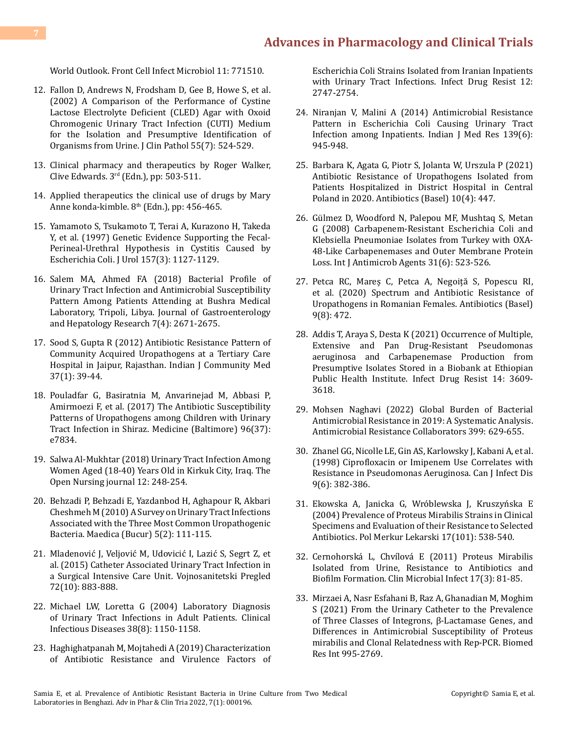World Outlook. Front Cell Infect Microbiol 11: 771510.

12. Fallon D, Andrews N, Frodsham D, Gee B, Howe S, et al. (2002) A Comparison of the Performance of Cystine Lactose Electrolyte Deficient (CLED) Agar with Oxoid Chromogenic Urinary Tract Infection (CUTI) Medium for the Isolation and Presumptive Identification of Organisms from Urine. J Clin Pathol 55(7): 524-529.
13. Clinical pharmacy and therapeutics by Roger Walker, Clive Edwards. 3rd (Edn.), pp: 503-511.
14. Applied therapeutics the clinical use of drugs by Mary Anne konda-kimble. 8th (Edn.), pp: 456-465.
15. Yamamoto S, Tsukamoto T, Terai A, Kurazono H, Takeda Y, et al. (1997) Genetic Evidence Supporting the Fecal-Perineal-Urethral Hypothesis in Cystitis Caused by Escherichia Coli. J Urol 157(3): 1127-1129.
16. Salem MA, Ahmed FA (2018) Bacterial Profile of Urinary Tract Infection and Antimicrobial Susceptibility Pattern Among Patients Attending at Bushra Medical Laboratory, Tripoli, Libya. Journal of Gastroenterology and Hepatology Research 7(4): 2671-2675.
17. Sood S, Gupta R (2012) Antibiotic Resistance Pattern of Community Acquired Uropathogens at a Tertiary Care Hospital in Jaipur, Rajasthan. Indian J Community Med 37(1): 39-44.
18. Pouladfar G, Basiratnia M, Anvarinejad M, Abbasi P, Amirmoezi F, et al. (2017) The Antibiotic Susceptibility Patterns of Uropathogens among Children with Urinary Tract Infection in Shiraz. Medicine (Baltimore) 96(37): e7834.
19. Salwa Al-Mukhtar (2018) Urinary Tract Infection Among Women Aged (18-40) Years Old in Kirkuk City, Iraq. The Open Nursing journal 12: 248-254.
20. Behzadi P, Behzadi E, Yazdanbod H, Aghapour R, Akbari Cheshmeh M (2010) A Survey on Urinary Tract Infections Associated with the Three Most Common Uropathogenic Bacteria. Maedica (Bucur) 5(2): 111-115.
21. Mladenović J, Veljović M, Udovicić I, Lazić S, Segrt Z, et al. (2015) Catheter Associated Urinary Tract Infection in a Surgical Intensive Care Unit. Vojnosanitetski Pregled 72(10): 883-888.
22. Michael LW, Loretta G (2004) Laboratory Diagnosis of Urinary Tract Infections in Adult Patients. Clinical Infectious Diseases 38(8): 1150-1158.
23. Haghighatpanah M, Mojtahedi A (2019) Characterization of Antibiotic Resistance and Virulence Factors of Escherichia Coli Strains Isolated from Iranian Inpatients with Urinary Tract Infections. Infect Drug Resist 12: 2747-2754.
24. Niranjan V, Malini A (2014) Antimicrobial Resistance Pattern in Escherichia Coli Causing Urinary Tract Infection among Inpatients. Indian J Med Res 139(6): 945-948.
25. Barbara K, Agata G, Piotr S, Jolanta W, Urszula P (2021) Antibiotic Resistance of Uropathogens Isolated from Patients Hospitalized in District Hospital in Central Poland in 2020. Antibiotics (Basel) 10(4): 447.
26. Gülmez D, Woodford N, Palepou MF, Mushtaq S, Metan G (2008) Carbapenem-Resistant Escherichia Coli and Klebsiella Pneumoniae Isolates from Turkey with OXA-48-Like Carbapenemases and Outer Membrane Protein Loss. Int J Antimicrob Agents 31(6): 523-526.
27. Petca RC, Mareș C, Petca A, Negoiță S, Popescu RI, et al. (2020) Spectrum and Antibiotic Resistance of Uropathogens in Romanian Females. Antibiotics (Basel) 9(8): 472.
28. Addis T, Araya S, Desta K (2021) Occurrence of Multiple, Extensive and Pan Drug-Resistant Pseudomonas aeruginosa and Carbapenemase Production from Presumptive Isolates Stored in a Biobank at Ethiopian Public Health Institute. Infect Drug Resist 14: 3609-3618.
29. Mohsen Naghavi (2022) Global Burden of Bacterial Antimicrobial Resistance in 2019: A Systematic Analysis. Antimicrobial Resistance Collaborators 399: 629-655.
30. Zhanel GG, Nicolle LE, Gin AS, Karlowsky J, Kabani A, et al. (1998) Ciprofloxacin or Imipenem Use Correlates with Resistance in Pseudomonas Aeruginosa. Can J Infect Dis 9(6): 382-386.
31. Ekowska A, Janicka G, Wróblewska J, Kruszyńska E (2004) Prevalence of Proteus Mirabilis Strains in Clinical Specimens and Evaluation of their Resistance to Selected Antibiotics. Pol Merkur Lekarski 17(101): 538-540.
32. Cernohorská L, Chvílová E (2011) Proteus Mirabilis Isolated from Urine, Resistance to Antibiotics and Biofilm Formation. Clin Microbial Infect 17(3): 81-85.
33. Mirzaei A, Nasr Esfahani B, Raz A, Ghanadian M, Moghim S (2021) From the Urinary Catheter to the Prevalence of Three Classes of Integrons, β-Lactamase Genes, and Differences in Antimicrobial Susceptibility of Proteus mirabilis and Clonal Relatedness with Rep-PCR. Biomed Res Int 995-2769.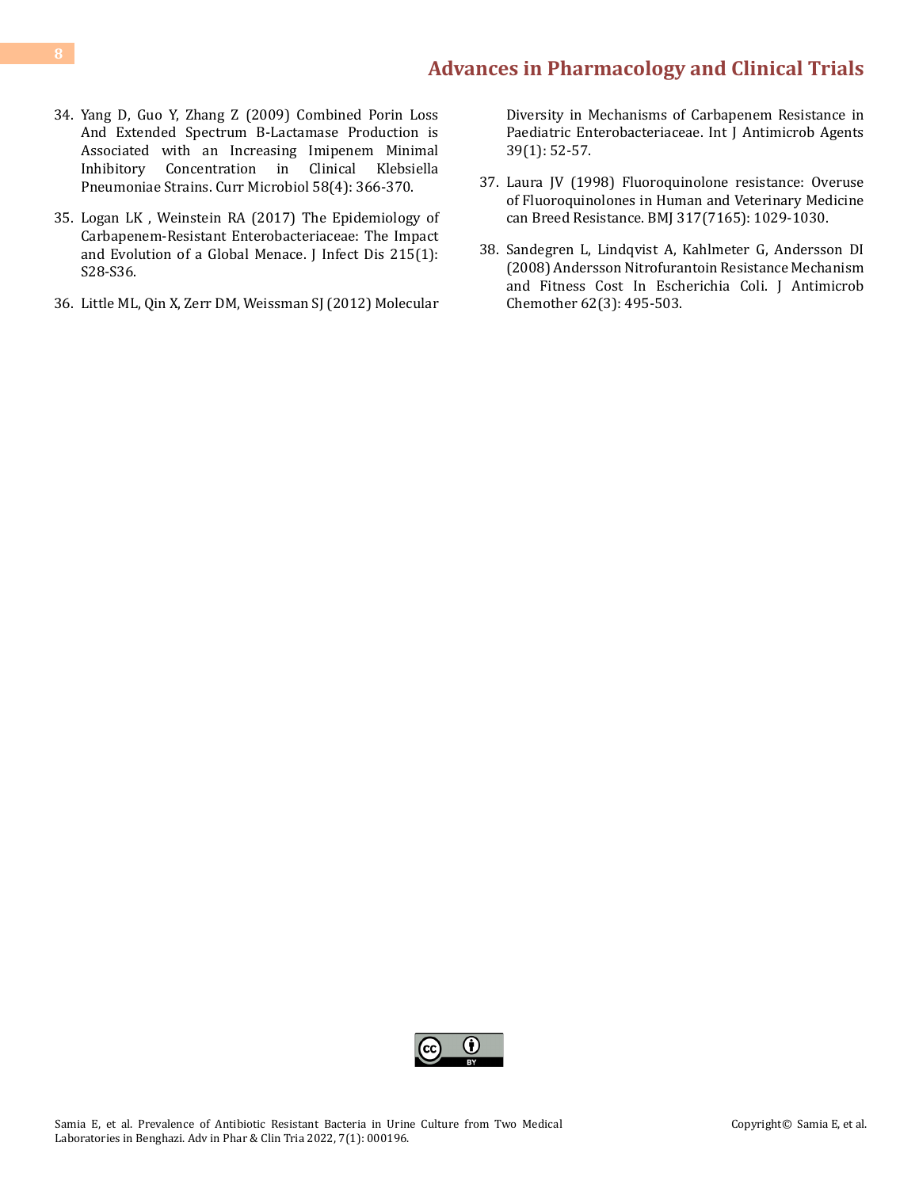34. Yang D, Guo Y, Zhang Z (2009) Combined Porin Loss And Extended Spectrum Β-Lactamase Production is Associated with an Increasing Imipenem Minimal Inhibitory Concentration in Clinical Klebsiella Pneumoniae Strains. Curr Microbiol 58(4): 366-370.

35. Logan LK , Weinstein RA (2017) The Epidemiology of Carbapenem-Resistant Enterobacteriaceae: The Impact and Evolution of a Global Menace. J Infect Dis 215(1): S28-S36.

36. Little ML, Qin X, Zerr DM, Weissman SJ (2012) Molecular Diversity in Mechanisms of Carbapenem Resistance in Paediatric Enterobacteriaceae. Int J Antimicrob Agents 39(1): 52-57.

37. Laura JV (1998) Fluoroquinolone resistance: Overuse of Fluoroquinolones in Human and Veterinary Medicine can Breed Resistance. BMJ 317(7165): 1029-1030.

38. Sandegren L, Lindqvist A, Kahlmeter G, Andersson DI (2008) Andersson Nitrofurantoin Resistance Mechanism and Fitness Cost In Escherichia Coli. J Antimicrob Chemother 62(3): 495-503.